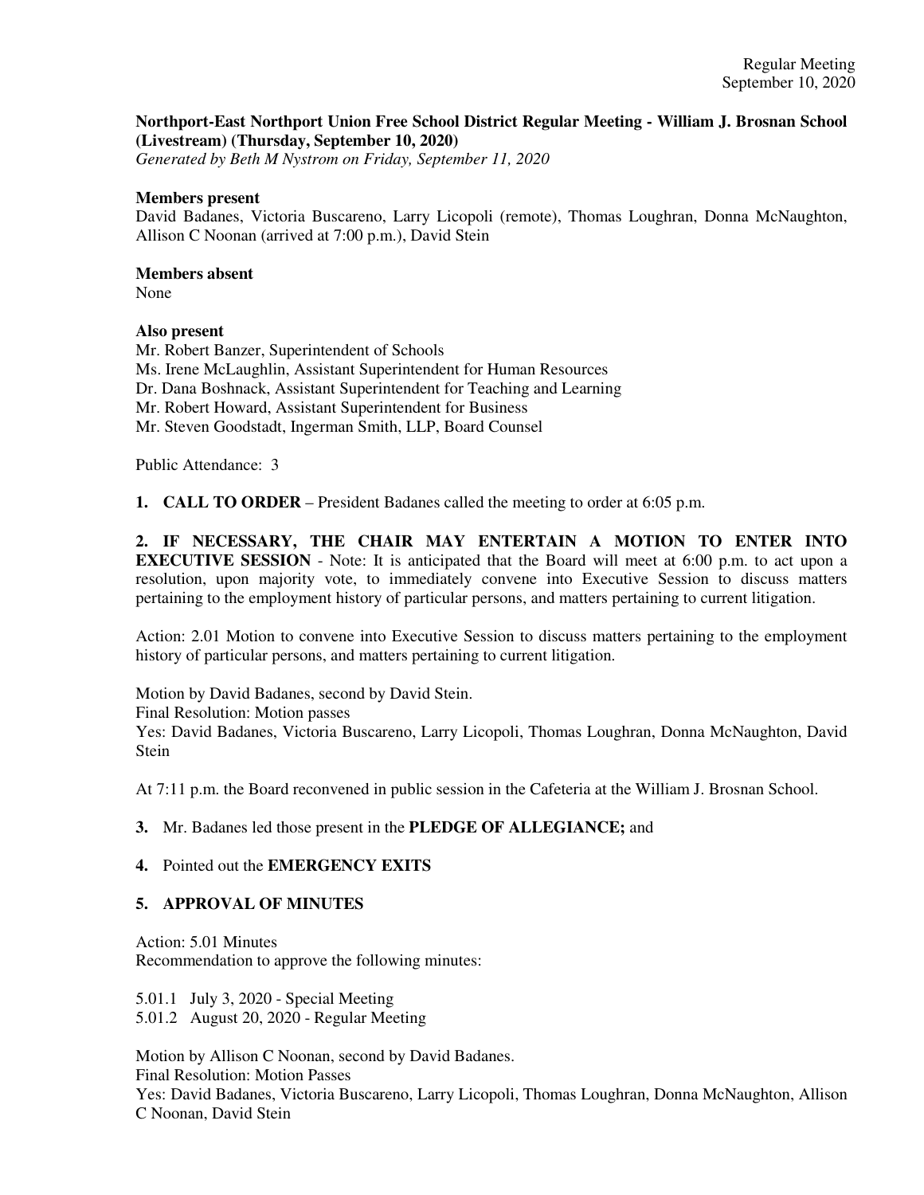**Northport-East Northport Union Free School District Regular Meeting - William J. Brosnan School (Livestream) (Thursday, September 10, 2020)**
*Generated by Beth M Nystrom on Friday, September 11, 2020*

**Members present**
David Badanes, Victoria Buscareno, Larry Licopoli (remote), Thomas Loughran, Donna McNaughton, Allison C Noonan (arrived at 7:00 p.m.), David Stein

**Members absent**
None

**Also present**
Mr. Robert Banzer, Superintendent of Schools
Ms. Irene McLaughlin, Assistant Superintendent for Human Resources
Dr. Dana Boshnack, Assistant Superintendent for Teaching and Learning
Mr. Robert Howard, Assistant Superintendent for Business
Mr. Steven Goodstadt, Ingerman Smith, LLP, Board Counsel

Public Attendance: 3

**1. CALL TO ORDER** – President Badanes called the meeting to order at 6:05 p.m.

**2. IF NECESSARY, THE CHAIR MAY ENTERTAIN A MOTION TO ENTER INTO EXECUTIVE SESSION** - Note: It is anticipated that the Board will meet at 6:00 p.m. to act upon a resolution, upon majority vote, to immediately convene into Executive Session to discuss matters pertaining to the employment history of particular persons, and matters pertaining to current litigation.

Action: 2.01 Motion to convene into Executive Session to discuss matters pertaining to the employment history of particular persons, and matters pertaining to current litigation.

Motion by David Badanes, second by David Stein.
Final Resolution: Motion passes
Yes: David Badanes, Victoria Buscareno, Larry Licopoli, Thomas Loughran, Donna McNaughton, David Stein

At 7:11 p.m. the Board reconvened in public session in the Cafeteria at the William J. Brosnan School.

**3.** Mr. Badanes led those present in the **PLEDGE OF ALLEGIANCE;** and

**4.** Pointed out the **EMERGENCY EXITS**

**5. APPROVAL OF MINUTES**

Action: 5.01 Minutes
Recommendation to approve the following minutes:

5.01.1 July 3, 2020 - Special Meeting
5.01.2 August 20, 2020 - Regular Meeting

Motion by Allison C Noonan, second by David Badanes.
Final Resolution: Motion Passes
Yes: David Badanes, Victoria Buscareno, Larry Licopoli, Thomas Loughran, Donna McNaughton, Allison C Noonan, David Stein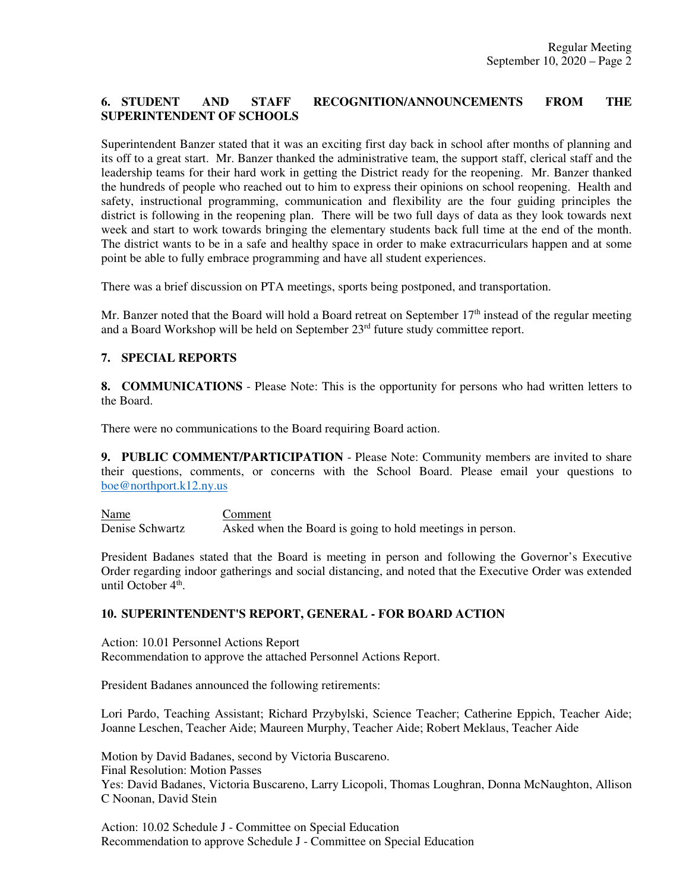## 6. STUDENT AND STAFF RECOGNITION/ANNOUNCEMENTS FROM THE SUPERINTENDENT OF SCHOOLS

Superintendent Banzer stated that it was an exciting first day back in school after months of planning and its off to a great start. Mr. Banzer thanked the administrative team, the support staff, clerical staff and the leadership teams for their hard work in getting the District ready for the reopening. Mr. Banzer thanked the hundreds of people who reached out to him to express their opinions on school reopening. Health and safety, instructional programming, communication and flexibility are the four guiding principles the district is following in the reopening plan. There will be two full days of data as they look towards next week and start to work towards bringing the elementary students back full time at the end of the month. The district wants to be in a safe and healthy space in order to make extracurriculars happen and at some point be able to fully embrace programming and have all student experiences.

There was a brief discussion on PTA meetings, sports being postponed, and transportation.

Mr. Banzer noted that the Board will hold a Board retreat on September 17th instead of the regular meeting and a Board Workshop will be held on September 23rd future study committee report.

## 7. SPECIAL REPORTS

**8. COMMUNICATIONS** - Please Note: This is the opportunity for persons who had written letters to the Board.

There were no communications to the Board requiring Board action.

**9. PUBLIC COMMENT/PARTICIPATION** - Please Note: Community members are invited to share their questions, comments, or concerns with the School Board. Please email your questions to boe@northport.k12.ny.us

| Name | Comment |
|---|---|
| Denise Schwartz | Asked when the Board is going to hold meetings in person. |

President Badanes stated that the Board is meeting in person and following the Governor's Executive Order regarding indoor gatherings and social distancing, and noted that the Executive Order was extended until October 4th.

## 10. SUPERINTENDENT'S REPORT, GENERAL - FOR BOARD ACTION

Action: 10.01 Personnel Actions Report
Recommendation to approve the attached Personnel Actions Report.

President Badanes announced the following retirements:

Lori Pardo, Teaching Assistant; Richard Przybylski, Science Teacher; Catherine Eppich, Teacher Aide; Joanne Leschen, Teacher Aide; Maureen Murphy, Teacher Aide; Robert Meklaus, Teacher Aide

Motion by David Badanes, second by Victoria Buscareno.
Final Resolution: Motion Passes
Yes: David Badanes, Victoria Buscareno, Larry Licopoli, Thomas Loughran, Donna McNaughton, Allison C Noonan, David Stein

Action: 10.02 Schedule J - Committee on Special Education
Recommendation to approve Schedule J - Committee on Special Education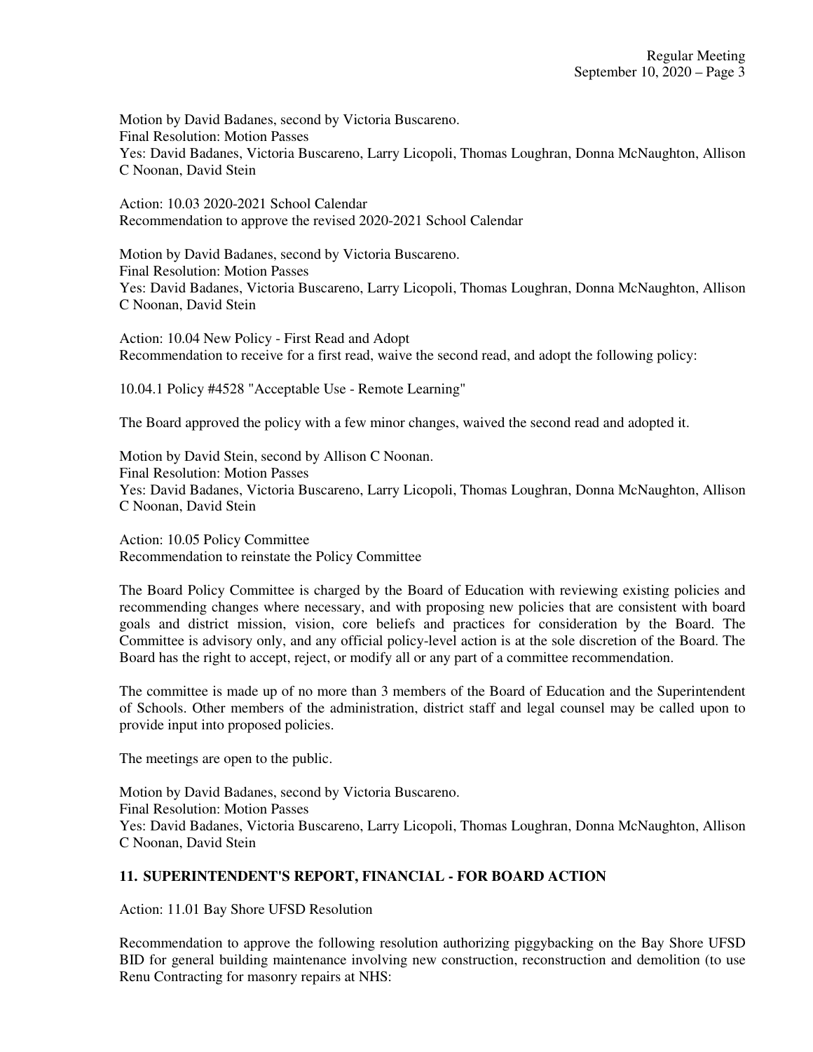Motion by David Badanes, second by Victoria Buscareno.
Final Resolution: Motion Passes
Yes: David Badanes, Victoria Buscareno, Larry Licopoli, Thomas Loughran, Donna McNaughton, Allison C Noonan, David Stein

Action: 10.03 2020-2021 School Calendar
Recommendation to approve the revised 2020-2021 School Calendar

Motion by David Badanes, second by Victoria Buscareno.
Final Resolution: Motion Passes
Yes: David Badanes, Victoria Buscareno, Larry Licopoli, Thomas Loughran, Donna McNaughton, Allison C Noonan, David Stein

Action: 10.04 New Policy - First Read and Adopt
Recommendation to receive for a first read, waive the second read, and adopt the following policy:

10.04.1 Policy #4528 "Acceptable Use - Remote Learning"

The Board approved the policy with a few minor changes, waived the second read and adopted it.

Motion by David Stein, second by Allison C Noonan.
Final Resolution: Motion Passes
Yes: David Badanes, Victoria Buscareno, Larry Licopoli, Thomas Loughran, Donna McNaughton, Allison C Noonan, David Stein

Action: 10.05 Policy Committee
Recommendation to reinstate the Policy Committee

The Board Policy Committee is charged by the Board of Education with reviewing existing policies and recommending changes where necessary, and with proposing new policies that are consistent with board goals and district mission, vision, core beliefs and practices for consideration by the Board. The Committee is advisory only, and any official policy-level action is at the sole discretion of the Board. The Board has the right to accept, reject, or modify all or any part of a committee recommendation.

The committee is made up of no more than 3 members of the Board of Education and the Superintendent of Schools. Other members of the administration, district staff and legal counsel may be called upon to provide input into proposed policies.

The meetings are open to the public.

Motion by David Badanes, second by Victoria Buscareno.
Final Resolution: Motion Passes
Yes: David Badanes, Victoria Buscareno, Larry Licopoli, Thomas Loughran, Donna McNaughton, Allison C Noonan, David Stein

## 11. SUPERINTENDENT'S REPORT, FINANCIAL - FOR BOARD ACTION

Action: 11.01 Bay Shore UFSD Resolution

Recommendation to approve the following resolution authorizing piggybacking on the Bay Shore UFSD BID for general building maintenance involving new construction, reconstruction and demolition (to use Renu Contracting for masonry repairs at NHS: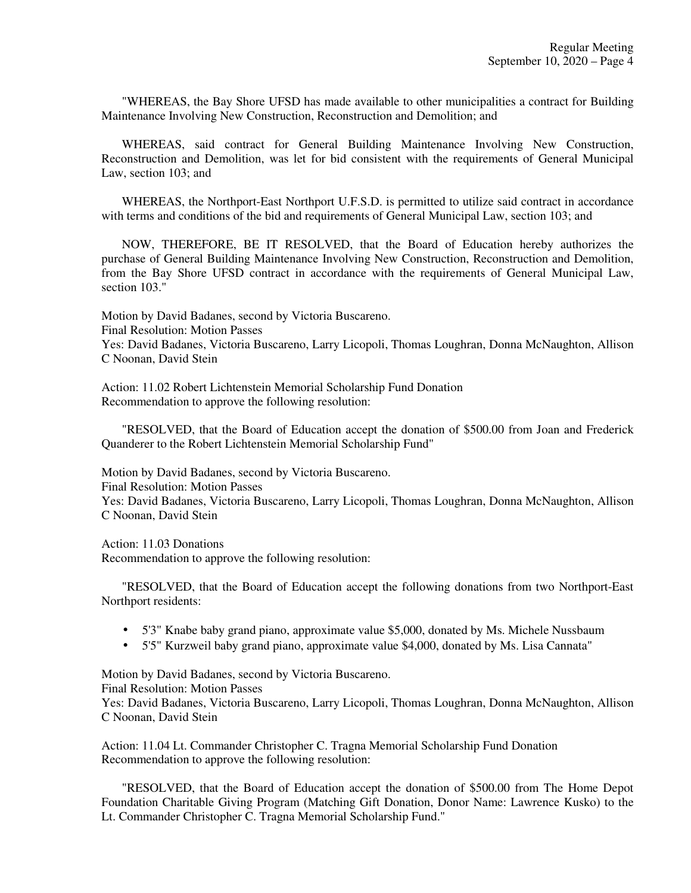"WHEREAS, the Bay Shore UFSD has made available to other municipalities a contract for Building Maintenance Involving New Construction, Reconstruction and Demolition; and

WHEREAS, said contract for General Building Maintenance Involving New Construction, Reconstruction and Demolition, was let for bid consistent with the requirements of General Municipal Law, section 103; and

WHEREAS, the Northport-East Northport U.F.S.D. is permitted to utilize said contract in accordance with terms and conditions of the bid and requirements of General Municipal Law, section 103; and

NOW, THEREFORE, BE IT RESOLVED, that the Board of Education hereby authorizes the purchase of General Building Maintenance Involving New Construction, Reconstruction and Demolition, from the Bay Shore UFSD contract in accordance with the requirements of General Municipal Law, section 103."

Motion by David Badanes, second by Victoria Buscareno.
Final Resolution: Motion Passes
Yes: David Badanes, Victoria Buscareno, Larry Licopoli, Thomas Loughran, Donna McNaughton, Allison C Noonan, David Stein

Action: 11.02 Robert Lichtenstein Memorial Scholarship Fund Donation
Recommendation to approve the following resolution:

"RESOLVED, that the Board of Education accept the donation of $500.00 from Joan and Frederick Quanderer to the Robert Lichtenstein Memorial Scholarship Fund"

Motion by David Badanes, second by Victoria Buscareno.
Final Resolution: Motion Passes
Yes: David Badanes, Victoria Buscareno, Larry Licopoli, Thomas Loughran, Donna McNaughton, Allison C Noonan, David Stein

Action: 11.03 Donations
Recommendation to approve the following resolution:

"RESOLVED, that the Board of Education accept the following donations from two Northport-East Northport residents:

- 5'3" Knabe baby grand piano, approximate value $5,000, donated by Ms. Michele Nussbaum
- 5'5" Kurzweil baby grand piano, approximate value $4,000, donated by Ms. Lisa Cannata"

Motion by David Badanes, second by Victoria Buscareno.
Final Resolution: Motion Passes
Yes: David Badanes, Victoria Buscareno, Larry Licopoli, Thomas Loughran, Donna McNaughton, Allison C Noonan, David Stein

Action: 11.04 Lt. Commander Christopher C. Tragna Memorial Scholarship Fund Donation
Recommendation to approve the following resolution:

"RESOLVED, that the Board of Education accept the donation of $500.00 from The Home Depot Foundation Charitable Giving Program (Matching Gift Donation, Donor Name: Lawrence Kusko) to the Lt. Commander Christopher C. Tragna Memorial Scholarship Fund."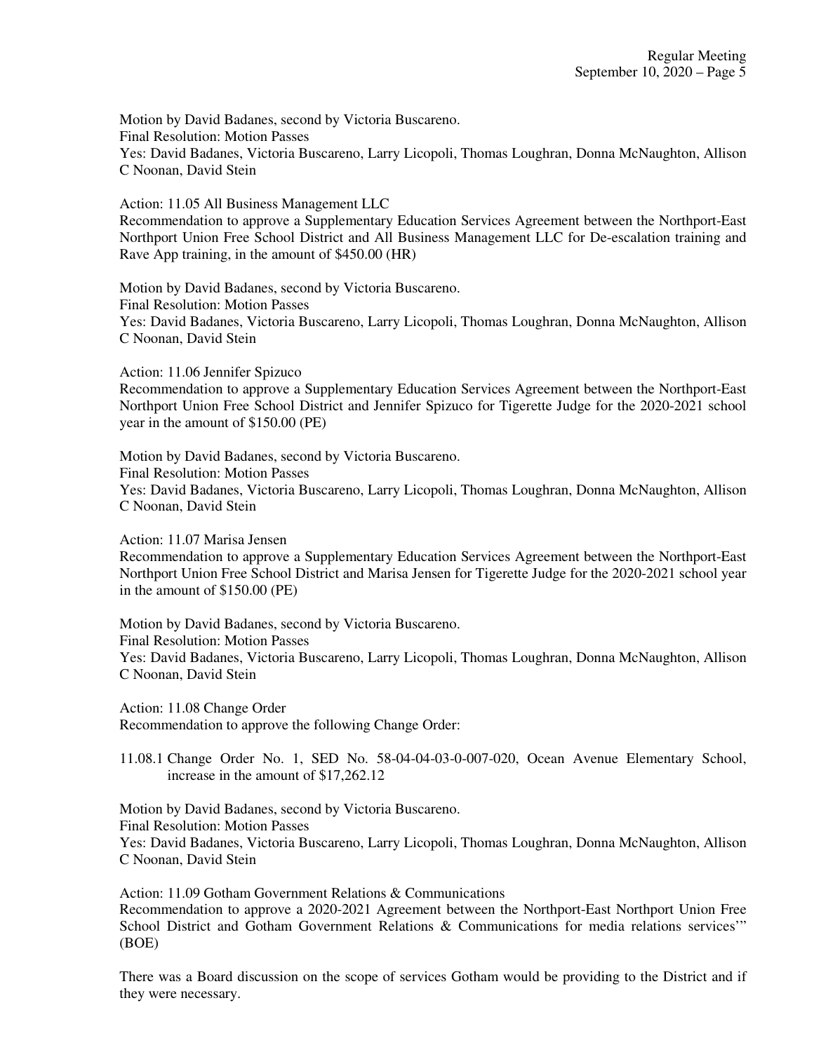Motion by David Badanes, second by Victoria Buscareno.
Final Resolution: Motion Passes
Yes: David Badanes, Victoria Buscareno, Larry Licopoli, Thomas Loughran, Donna McNaughton, Allison C Noonan, David Stein

Action: 11.05 All Business Management LLC
Recommendation to approve a Supplementary Education Services Agreement between the Northport-East Northport Union Free School District and All Business Management LLC for De-escalation training and Rave App training, in the amount of $450.00 (HR)

Motion by David Badanes, second by Victoria Buscareno.
Final Resolution: Motion Passes
Yes: David Badanes, Victoria Buscareno, Larry Licopoli, Thomas Loughran, Donna McNaughton, Allison C Noonan, David Stein

Action: 11.06 Jennifer Spizuco
Recommendation to approve a Supplementary Education Services Agreement between the Northport-East Northport Union Free School District and Jennifer Spizuco for Tigerette Judge for the 2020-2021 school year in the amount of $150.00 (PE)

Motion by David Badanes, second by Victoria Buscareno.
Final Resolution: Motion Passes
Yes: David Badanes, Victoria Buscareno, Larry Licopoli, Thomas Loughran, Donna McNaughton, Allison C Noonan, David Stein

Action: 11.07 Marisa Jensen
Recommendation to approve a Supplementary Education Services Agreement between the Northport-East Northport Union Free School District and Marisa Jensen for Tigerette Judge for the 2020-2021 school year in the amount of $150.00 (PE)

Motion by David Badanes, second by Victoria Buscareno.
Final Resolution: Motion Passes
Yes: David Badanes, Victoria Buscareno, Larry Licopoli, Thomas Loughran, Donna McNaughton, Allison C Noonan, David Stein

Action: 11.08 Change Order
Recommendation to approve the following Change Order:

11.08.1 Change Order No. 1, SED No. 58-04-04-03-0-007-020, Ocean Avenue Elementary School, increase in the amount of $17,262.12

Motion by David Badanes, second by Victoria Buscareno.
Final Resolution: Motion Passes
Yes: David Badanes, Victoria Buscareno, Larry Licopoli, Thomas Loughran, Donna McNaughton, Allison C Noonan, David Stein

Action: 11.09 Gotham Government Relations & Communications
Recommendation to approve a 2020-2021 Agreement between the Northport-East Northport Union Free School District and Gotham Government Relations & Communications for media relations services'" (BOE)

There was a Board discussion on the scope of services Gotham would be providing to the District and if they were necessary.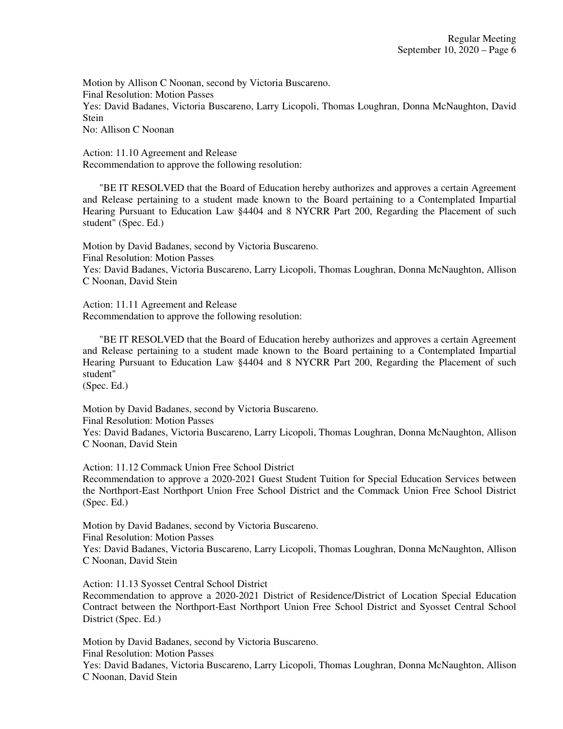Motion by Allison C Noonan, second by Victoria Buscareno.
Final Resolution: Motion Passes
Yes: David Badanes, Victoria Buscareno, Larry Licopoli, Thomas Loughran, Donna McNaughton, David Stein
No: Allison C Noonan

Action: 11.10 Agreement and Release
Recommendation to approve the following resolution:

"BE IT RESOLVED that the Board of Education hereby authorizes and approves a certain Agreement and Release pertaining to a student made known to the Board pertaining to a Contemplated Impartial Hearing Pursuant to Education Law §4404 and 8 NYCRR Part 200, Regarding the Placement of such student" (Spec. Ed.)

Motion by David Badanes, second by Victoria Buscareno.
Final Resolution: Motion Passes
Yes: David Badanes, Victoria Buscareno, Larry Licopoli, Thomas Loughran, Donna McNaughton, Allison C Noonan, David Stein

Action: 11.11 Agreement and Release
Recommendation to approve the following resolution:

"BE IT RESOLVED that the Board of Education hereby authorizes and approves a certain Agreement and Release pertaining to a student made known to the Board pertaining to a Contemplated Impartial Hearing Pursuant to Education Law §4404 and 8 NYCRR Part 200, Regarding the Placement of such student"
(Spec. Ed.)

Motion by David Badanes, second by Victoria Buscareno.
Final Resolution: Motion Passes
Yes: David Badanes, Victoria Buscareno, Larry Licopoli, Thomas Loughran, Donna McNaughton, Allison C Noonan, David Stein

Action: 11.12 Commack Union Free School District
Recommendation to approve a 2020-2021 Guest Student Tuition for Special Education Services between the Northport-East Northport Union Free School District and the Commack Union Free School District (Spec. Ed.)

Motion by David Badanes, second by Victoria Buscareno.
Final Resolution: Motion Passes
Yes: David Badanes, Victoria Buscareno, Larry Licopoli, Thomas Loughran, Donna McNaughton, Allison C Noonan, David Stein

Action: 11.13 Syosset Central School District
Recommendation to approve a 2020-2021 District of Residence/District of Location Special Education Contract between the Northport-East Northport Union Free School District and Syosset Central School District (Spec. Ed.)

Motion by David Badanes, second by Victoria Buscareno.
Final Resolution: Motion Passes
Yes: David Badanes, Victoria Buscareno, Larry Licopoli, Thomas Loughran, Donna McNaughton, Allison C Noonan, David Stein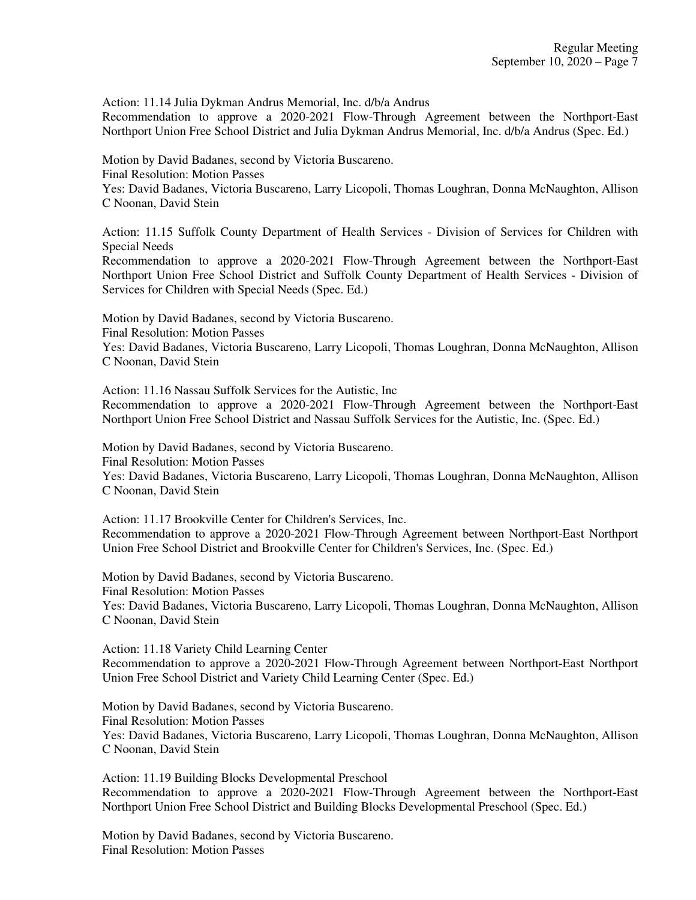Action: 11.14 Julia Dykman Andrus Memorial, Inc. d/b/a Andrus
Recommendation to approve a 2020-2021 Flow-Through Agreement between the Northport-East Northport Union Free School District and Julia Dykman Andrus Memorial, Inc. d/b/a Andrus (Spec. Ed.)

Motion by David Badanes, second by Victoria Buscareno.
Final Resolution: Motion Passes
Yes: David Badanes, Victoria Buscareno, Larry Licopoli, Thomas Loughran, Donna McNaughton, Allison C Noonan, David Stein

Action: 11.15 Suffolk County Department of Health Services - Division of Services for Children with Special Needs
Recommendation to approve a 2020-2021 Flow-Through Agreement between the Northport-East Northport Union Free School District and Suffolk County Department of Health Services - Division of Services for Children with Special Needs (Spec. Ed.)

Motion by David Badanes, second by Victoria Buscareno.
Final Resolution: Motion Passes
Yes: David Badanes, Victoria Buscareno, Larry Licopoli, Thomas Loughran, Donna McNaughton, Allison C Noonan, David Stein

Action: 11.16 Nassau Suffolk Services for the Autistic, Inc
Recommendation to approve a 2020-2021 Flow-Through Agreement between the Northport-East Northport Union Free School District and Nassau Suffolk Services for the Autistic, Inc. (Spec. Ed.)

Motion by David Badanes, second by Victoria Buscareno.
Final Resolution: Motion Passes
Yes: David Badanes, Victoria Buscareno, Larry Licopoli, Thomas Loughran, Donna McNaughton, Allison C Noonan, David Stein

Action: 11.17 Brookville Center for Children's Services, Inc.
Recommendation to approve a 2020-2021 Flow-Through Agreement between Northport-East Northport Union Free School District and Brookville Center for Children's Services, Inc. (Spec. Ed.)

Motion by David Badanes, second by Victoria Buscareno.
Final Resolution: Motion Passes
Yes: David Badanes, Victoria Buscareno, Larry Licopoli, Thomas Loughran, Donna McNaughton, Allison C Noonan, David Stein

Action: 11.18 Variety Child Learning Center
Recommendation to approve a 2020-2021 Flow-Through Agreement between Northport-East Northport Union Free School District and Variety Child Learning Center (Spec. Ed.)

Motion by David Badanes, second by Victoria Buscareno.
Final Resolution: Motion Passes
Yes: David Badanes, Victoria Buscareno, Larry Licopoli, Thomas Loughran, Donna McNaughton, Allison C Noonan, David Stein

Action: 11.19 Building Blocks Developmental Preschool
Recommendation to approve a 2020-2021 Flow-Through Agreement between the Northport-East Northport Union Free School District and Building Blocks Developmental Preschool (Spec. Ed.)

Motion by David Badanes, second by Victoria Buscareno.
Final Resolution: Motion Passes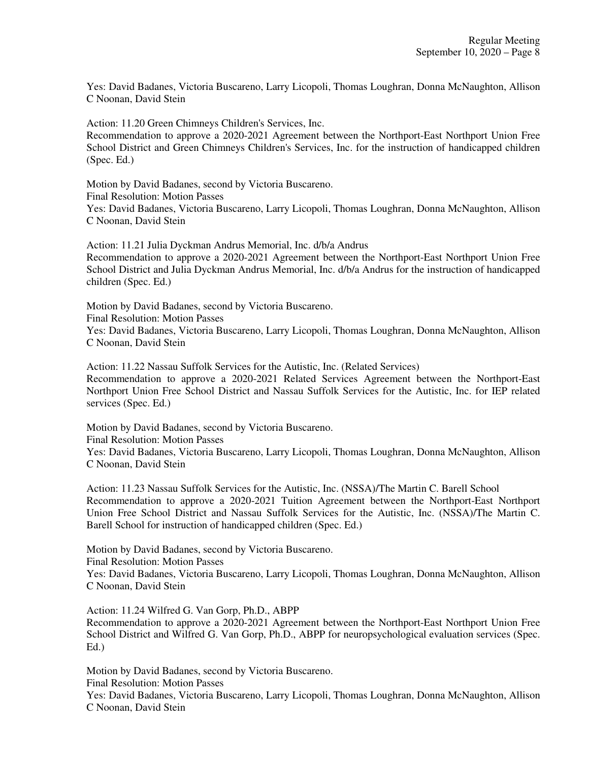Yes: David Badanes, Victoria Buscareno, Larry Licopoli, Thomas Loughran, Donna McNaughton, Allison C Noonan, David Stein

Action: 11.20 Green Chimneys Children's Services, Inc.
Recommendation to approve a 2020-2021 Agreement between the Northport-East Northport Union Free School District and Green Chimneys Children's Services, Inc. for the instruction of handicapped children (Spec. Ed.)

Motion by David Badanes, second by Victoria Buscareno.
Final Resolution: Motion Passes
Yes: David Badanes, Victoria Buscareno, Larry Licopoli, Thomas Loughran, Donna McNaughton, Allison C Noonan, David Stein

Action: 11.21 Julia Dyckman Andrus Memorial, Inc. d/b/a Andrus
Recommendation to approve a 2020-2021 Agreement between the Northport-East Northport Union Free School District and Julia Dyckman Andrus Memorial, Inc. d/b/a Andrus for the instruction of handicapped children (Spec. Ed.)

Motion by David Badanes, second by Victoria Buscareno.
Final Resolution: Motion Passes
Yes: David Badanes, Victoria Buscareno, Larry Licopoli, Thomas Loughran, Donna McNaughton, Allison C Noonan, David Stein

Action: 11.22 Nassau Suffolk Services for the Autistic, Inc. (Related Services)
Recommendation to approve a 2020-2021 Related Services Agreement between the Northport-East Northport Union Free School District and Nassau Suffolk Services for the Autistic, Inc. for IEP related services (Spec. Ed.)

Motion by David Badanes, second by Victoria Buscareno.
Final Resolution: Motion Passes
Yes: David Badanes, Victoria Buscareno, Larry Licopoli, Thomas Loughran, Donna McNaughton, Allison C Noonan, David Stein

Action: 11.23 Nassau Suffolk Services for the Autistic, Inc. (NSSA)/The Martin C. Barell School
Recommendation to approve a 2020-2021 Tuition Agreement between the Northport-East Northport Union Free School District and Nassau Suffolk Services for the Autistic, Inc. (NSSA)/The Martin C. Barell School for instruction of handicapped children (Spec. Ed.)

Motion by David Badanes, second by Victoria Buscareno.
Final Resolution: Motion Passes
Yes: David Badanes, Victoria Buscareno, Larry Licopoli, Thomas Loughran, Donna McNaughton, Allison C Noonan, David Stein

Action: 11.24 Wilfred G. Van Gorp, Ph.D., ABPP
Recommendation to approve a 2020-2021 Agreement between the Northport-East Northport Union Free School District and Wilfred G. Van Gorp, Ph.D., ABPP for neuropsychological evaluation services (Spec. Ed.)

Motion by David Badanes, second by Victoria Buscareno.
Final Resolution: Motion Passes
Yes: David Badanes, Victoria Buscareno, Larry Licopoli, Thomas Loughran, Donna McNaughton, Allison C Noonan, David Stein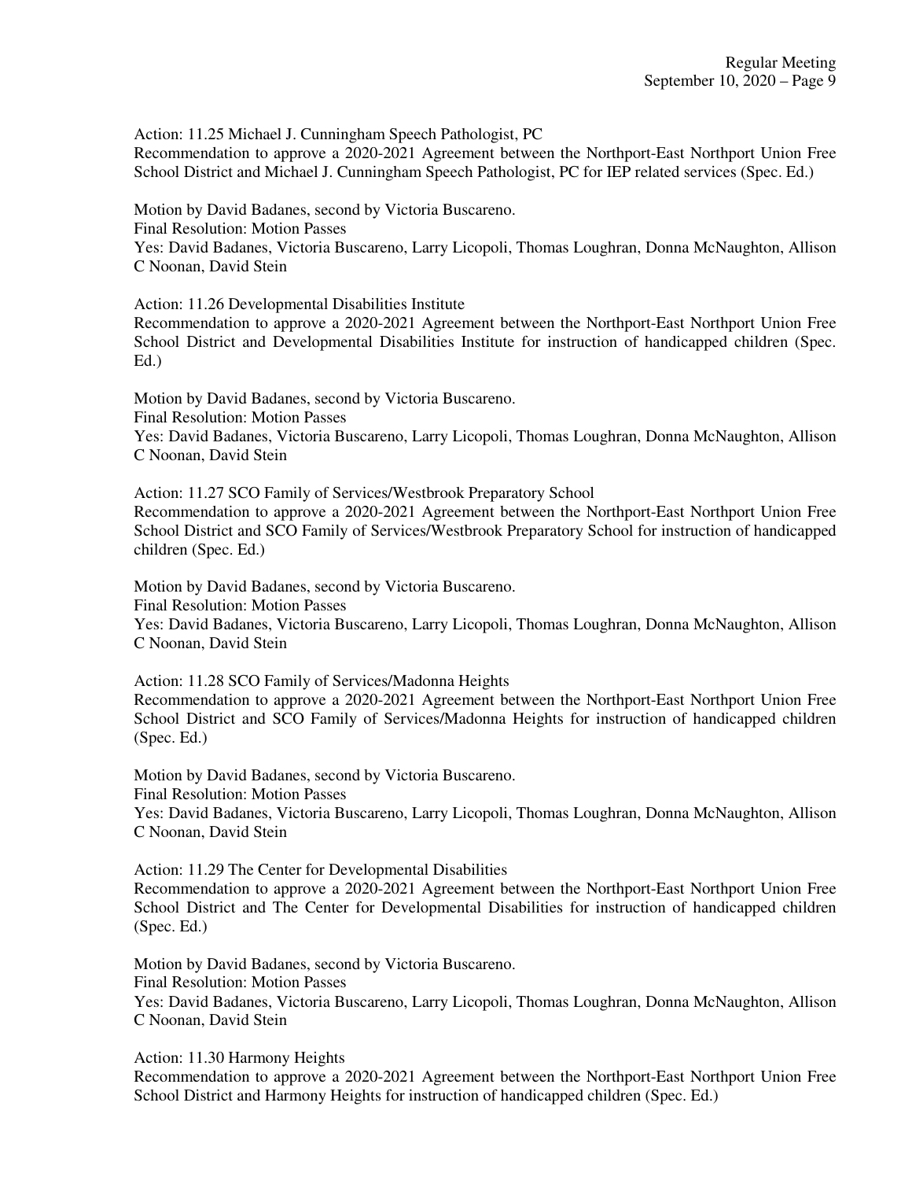Action: 11.25 Michael J. Cunningham Speech Pathologist, PC
Recommendation to approve a 2020-2021 Agreement between the Northport-East Northport Union Free School District and Michael J. Cunningham Speech Pathologist, PC for IEP related services (Spec. Ed.)

Motion by David Badanes, second by Victoria Buscareno.
Final Resolution: Motion Passes
Yes: David Badanes, Victoria Buscareno, Larry Licopoli, Thomas Loughran, Donna McNaughton, Allison C Noonan, David Stein

Action: 11.26 Developmental Disabilities Institute
Recommendation to approve a 2020-2021 Agreement between the Northport-East Northport Union Free School District and Developmental Disabilities Institute for instruction of handicapped children (Spec. Ed.)

Motion by David Badanes, second by Victoria Buscareno.
Final Resolution: Motion Passes
Yes: David Badanes, Victoria Buscareno, Larry Licopoli, Thomas Loughran, Donna McNaughton, Allison C Noonan, David Stein

Action: 11.27 SCO Family of Services/Westbrook Preparatory School
Recommendation to approve a 2020-2021 Agreement between the Northport-East Northport Union Free School District and SCO Family of Services/Westbrook Preparatory School for instruction of handicapped children (Spec. Ed.)

Motion by David Badanes, second by Victoria Buscareno.
Final Resolution: Motion Passes
Yes: David Badanes, Victoria Buscareno, Larry Licopoli, Thomas Loughran, Donna McNaughton, Allison C Noonan, David Stein

Action: 11.28 SCO Family of Services/Madonna Heights
Recommendation to approve a 2020-2021 Agreement between the Northport-East Northport Union Free School District and SCO Family of Services/Madonna Heights for instruction of handicapped children (Spec. Ed.)

Motion by David Badanes, second by Victoria Buscareno.
Final Resolution: Motion Passes
Yes: David Badanes, Victoria Buscareno, Larry Licopoli, Thomas Loughran, Donna McNaughton, Allison C Noonan, David Stein

Action: 11.29 The Center for Developmental Disabilities
Recommendation to approve a 2020-2021 Agreement between the Northport-East Northport Union Free School District and The Center for Developmental Disabilities for instruction of handicapped children (Spec. Ed.)

Motion by David Badanes, second by Victoria Buscareno.
Final Resolution: Motion Passes
Yes: David Badanes, Victoria Buscareno, Larry Licopoli, Thomas Loughran, Donna McNaughton, Allison C Noonan, David Stein

Action: 11.30 Harmony Heights
Recommendation to approve a 2020-2021 Agreement between the Northport-East Northport Union Free School District and Harmony Heights for instruction of handicapped children (Spec. Ed.)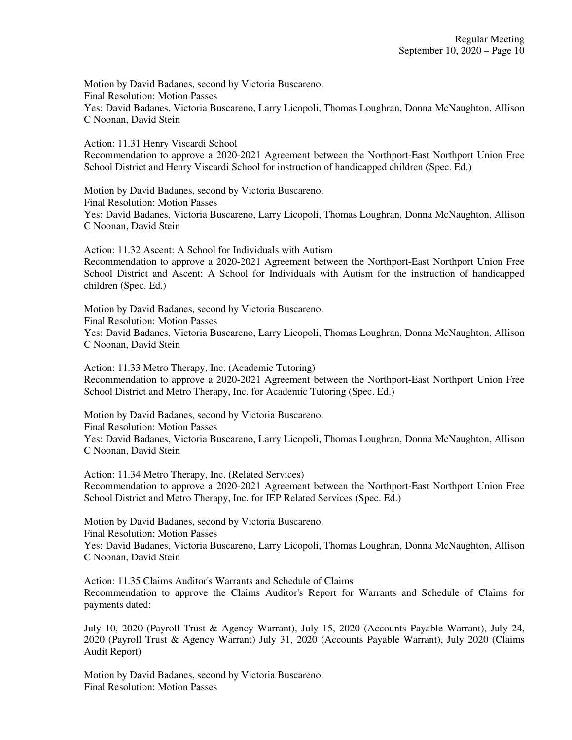Motion by David Badanes, second by Victoria Buscareno.
Final Resolution: Motion Passes
Yes: David Badanes, Victoria Buscareno, Larry Licopoli, Thomas Loughran, Donna McNaughton, Allison C Noonan, David Stein

Action: 11.31 Henry Viscardi School
Recommendation to approve a 2020-2021 Agreement between the Northport-East Northport Union Free School District and Henry Viscardi School for instruction of handicapped children (Spec. Ed.)

Motion by David Badanes, second by Victoria Buscareno.
Final Resolution: Motion Passes
Yes: David Badanes, Victoria Buscareno, Larry Licopoli, Thomas Loughran, Donna McNaughton, Allison C Noonan, David Stein

Action: 11.32 Ascent: A School for Individuals with Autism
Recommendation to approve a 2020-2021 Agreement between the Northport-East Northport Union Free School District and Ascent: A School for Individuals with Autism for the instruction of handicapped children (Spec. Ed.)

Motion by David Badanes, second by Victoria Buscareno.
Final Resolution: Motion Passes
Yes: David Badanes, Victoria Buscareno, Larry Licopoli, Thomas Loughran, Donna McNaughton, Allison C Noonan, David Stein

Action: 11.33 Metro Therapy, Inc. (Academic Tutoring)
Recommendation to approve a 2020-2021 Agreement between the Northport-East Northport Union Free School District and Metro Therapy, Inc. for Academic Tutoring (Spec. Ed.)

Motion by David Badanes, second by Victoria Buscareno.
Final Resolution: Motion Passes
Yes: David Badanes, Victoria Buscareno, Larry Licopoli, Thomas Loughran, Donna McNaughton, Allison C Noonan, David Stein

Action: 11.34 Metro Therapy, Inc. (Related Services)
Recommendation to approve a 2020-2021 Agreement between the Northport-East Northport Union Free School District and Metro Therapy, Inc. for IEP Related Services (Spec. Ed.)

Motion by David Badanes, second by Victoria Buscareno.
Final Resolution: Motion Passes
Yes: David Badanes, Victoria Buscareno, Larry Licopoli, Thomas Loughran, Donna McNaughton, Allison C Noonan, David Stein

Action: 11.35 Claims Auditor's Warrants and Schedule of Claims
Recommendation to approve the Claims Auditor's Report for Warrants and Schedule of Claims for payments dated:

July 10, 2020 (Payroll Trust & Agency Warrant), July 15, 2020 (Accounts Payable Warrant), July 24, 2020 (Payroll Trust & Agency Warrant) July 31, 2020 (Accounts Payable Warrant), July 2020 (Claims Audit Report)

Motion by David Badanes, second by Victoria Buscareno.
Final Resolution: Motion Passes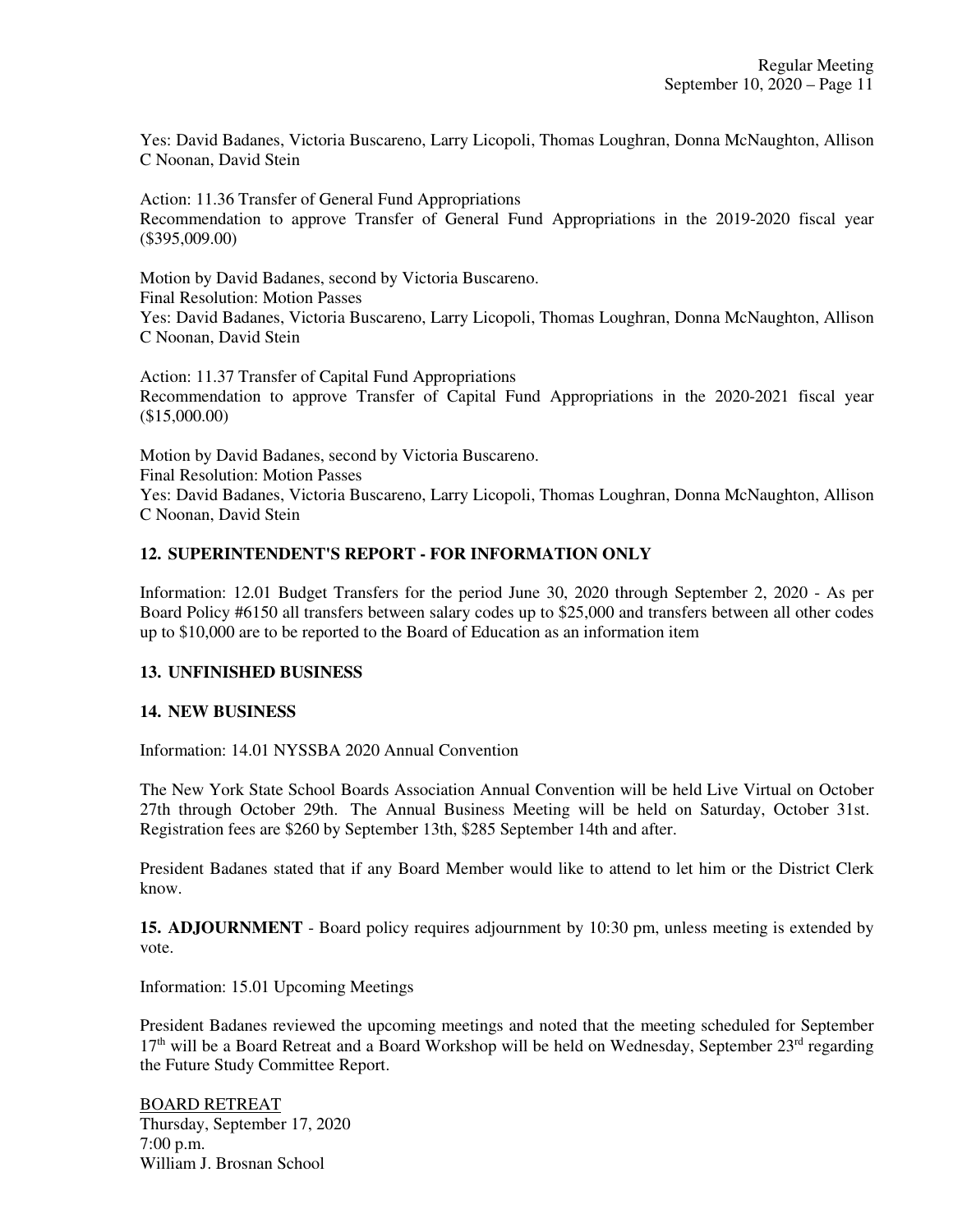Yes: David Badanes, Victoria Buscareno, Larry Licopoli, Thomas Loughran, Donna McNaughton, Allison C Noonan, David Stein

Action: 11.36 Transfer of General Fund Appropriations
Recommendation to approve Transfer of General Fund Appropriations in the 2019-2020 fiscal year ($395,009.00)

Motion by David Badanes, second by Victoria Buscareno.
Final Resolution: Motion Passes
Yes: David Badanes, Victoria Buscareno, Larry Licopoli, Thomas Loughran, Donna McNaughton, Allison C Noonan, David Stein

Action: 11.37 Transfer of Capital Fund Appropriations
Recommendation to approve Transfer of Capital Fund Appropriations in the 2020-2021 fiscal year ($15,000.00)

Motion by David Badanes, second by Victoria Buscareno.
Final Resolution: Motion Passes
Yes: David Badanes, Victoria Buscareno, Larry Licopoli, Thomas Loughran, Donna McNaughton, Allison C Noonan, David Stein

## 12. SUPERINTENDENT'S REPORT - FOR INFORMATION ONLY

Information: 12.01 Budget Transfers for the period June 30, 2020 through September 2, 2020 - As per Board Policy #6150 all transfers between salary codes up to $25,000 and transfers between all other codes up to $10,000 are to be reported to the Board of Education as an information item

## 13. UNFINISHED BUSINESS

## 14. NEW BUSINESS

Information: 14.01 NYSSBA 2020 Annual Convention

The New York State School Boards Association Annual Convention will be held Live Virtual on October 27th through October 29th. The Annual Business Meeting will be held on Saturday, October 31st. Registration fees are $260 by September 13th, $285 September 14th and after.

President Badanes stated that if any Board Member would like to attend to let him or the District Clerk know.

**15. ADJOURNMENT** - Board policy requires adjournment by 10:30 pm, unless meeting is extended by vote.

Information: 15.01 Upcoming Meetings

President Badanes reviewed the upcoming meetings and noted that the meeting scheduled for September 17th will be a Board Retreat and a Board Workshop will be held on Wednesday, September 23rd regarding the Future Study Committee Report.

BOARD RETREAT
Thursday, September 17, 2020
7:00 p.m.
William J. Brosnan School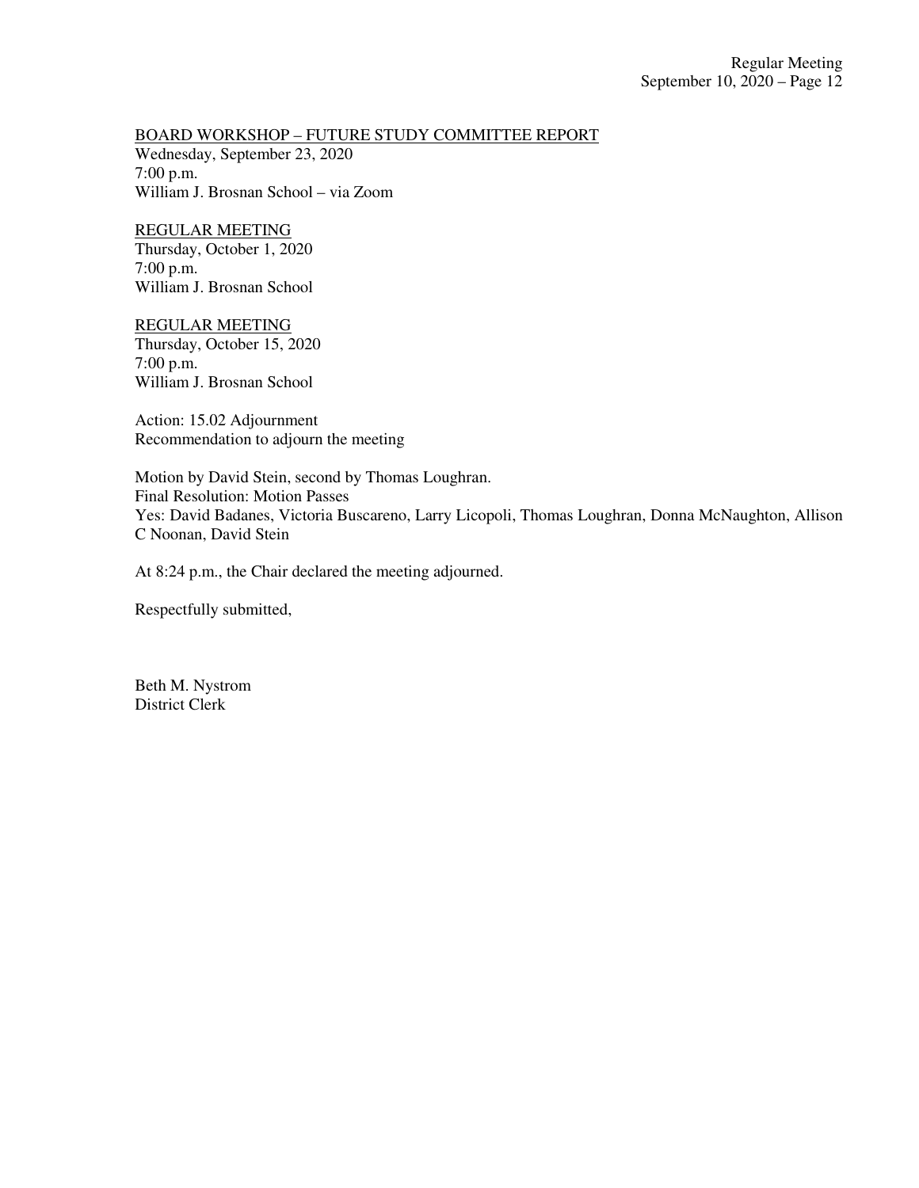BOARD WORKSHOP – FUTURE STUDY COMMITTEE REPORT
Wednesday, September 23, 2020
7:00 p.m.
William J. Brosnan School – via Zoom

REGULAR MEETING
Thursday, October 1, 2020
7:00 p.m.
William J. Brosnan School

REGULAR MEETING
Thursday, October 15, 2020
7:00 p.m.
William J. Brosnan School

Action: 15.02 Adjournment
Recommendation to adjourn the meeting

Motion by David Stein, second by Thomas Loughran.
Final Resolution: Motion Passes
Yes: David Badanes, Victoria Buscareno, Larry Licopoli, Thomas Loughran, Donna McNaughton, Allison C Noonan, David Stein

At 8:24 p.m., the Chair declared the meeting adjourned.

Respectfully submitted,

Beth M. Nystrom
District Clerk